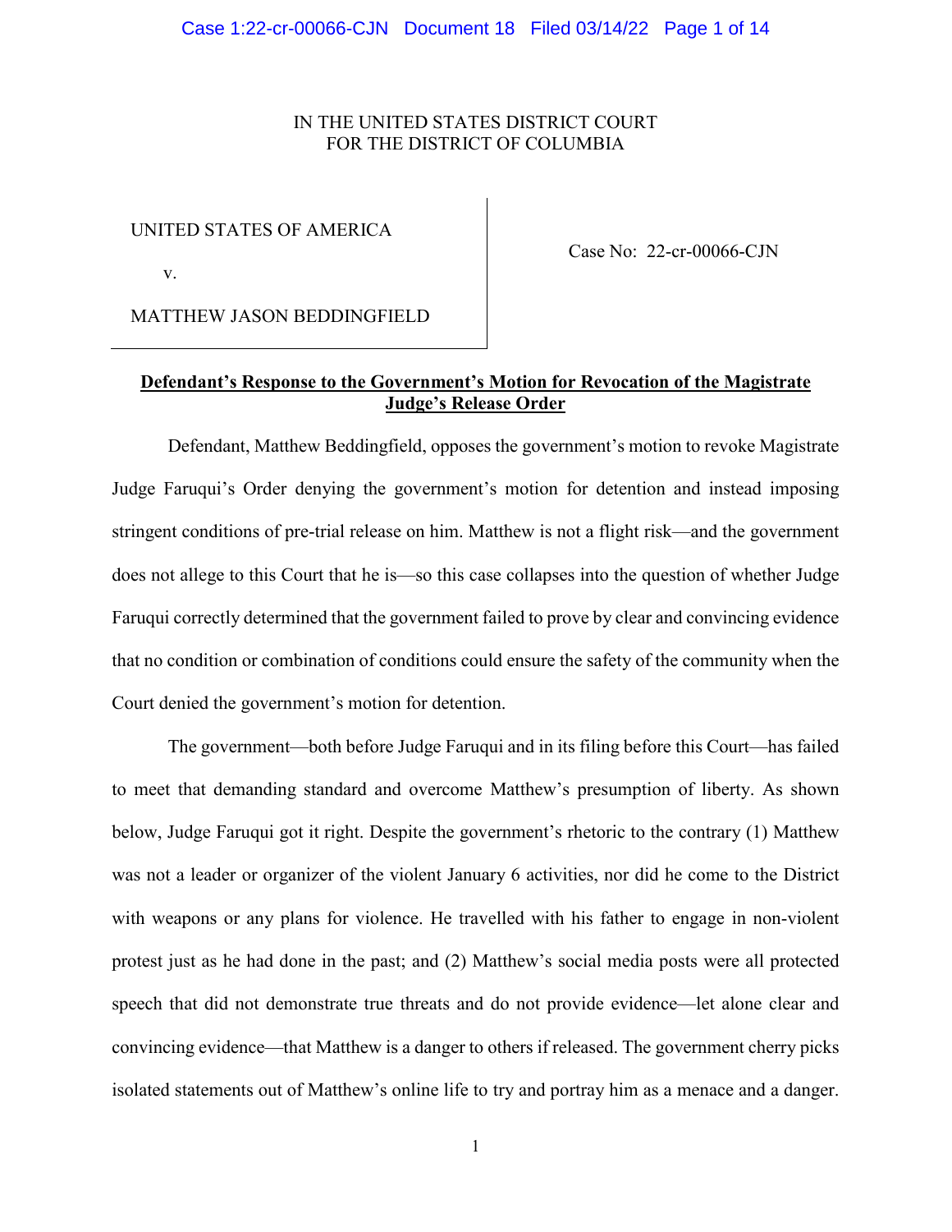IN THE UNITED STATES DISTRICT COURT
FOR THE DISTRICT OF COLUMBIA

UNITED STATES OF AMERICA

v.

MATTHEW JASON BEDDINGFIELD

Case No: 22-cr-00066-CJN

**Defendant's Response to the Government's Motion for Revocation of the Magistrate Judge's Release Order**

Defendant, Matthew Beddingfield, opposes the government's motion to revoke Magistrate Judge Faruqui's Order denying the government's motion for detention and instead imposing stringent conditions of pre-trial release on him. Matthew is not a flight risk—and the government does not allege to this Court that he is—so this case collapses into the question of whether Judge Faruqui correctly determined that the government failed to prove by clear and convincing evidence that no condition or combination of conditions could ensure the safety of the community when the Court denied the government's motion for detention.

The government—both before Judge Faruqui and in its filing before this Court—has failed to meet that demanding standard and overcome Matthew's presumption of liberty. As shown below, Judge Faruqui got it right. Despite the government's rhetoric to the contrary (1) Matthew was not a leader or organizer of the violent January 6 activities, nor did he come to the District with weapons or any plans for violence. He travelled with his father to engage in non-violent protest just as he had done in the past; and (2) Matthew's social media posts were all protected speech that did not demonstrate true threats and do not provide evidence—let alone clear and convincing evidence—that Matthew is a danger to others if released. The government cherry picks isolated statements out of Matthew's online life to try and portray him as a menace and a danger.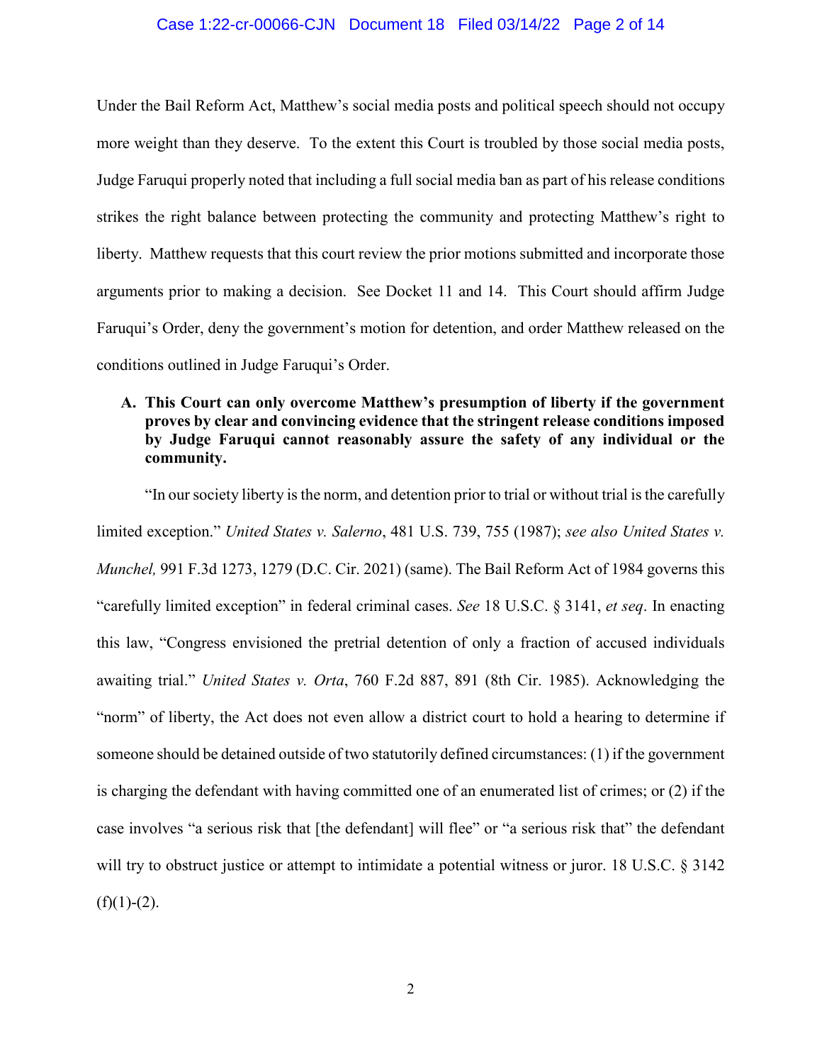Under the Bail Reform Act, Matthew's social media posts and political speech should not occupy more weight than they deserve. To the extent this Court is troubled by those social media posts, Judge Faruqui properly noted that including a full social media ban as part of his release conditions strikes the right balance between protecting the community and protecting Matthew's right to liberty. Matthew requests that this court review the prior motions submitted and incorporate those arguments prior to making a decision. See Docket 11 and 14. This Court should affirm Judge Faruqui's Order, deny the government's motion for detention, and order Matthew released on the conditions outlined in Judge Faruqui's Order.

**A. This Court can only overcome Matthew's presumption of liberty if the government proves by clear and convincing evidence that the stringent release conditions imposed by Judge Faruqui cannot reasonably assure the safety of any individual or the community.**

"In our society liberty is the norm, and detention prior to trial or without trial is the carefully limited exception." *United States v. Salerno*, 481 U.S. 739, 755 (1987); *see also United States v. Munchel,* 991 F.3d 1273, 1279 (D.C. Cir. 2021) (same). The Bail Reform Act of 1984 governs this "carefully limited exception" in federal criminal cases. *See* 18 U.S.C. § 3141, *et seq*. In enacting this law, "Congress envisioned the pretrial detention of only a fraction of accused individuals awaiting trial." *United States v. Orta*, 760 F.2d 887, 891 (8th Cir. 1985). Acknowledging the "norm" of liberty, the Act does not even allow a district court to hold a hearing to determine if someone should be detained outside of two statutorily defined circumstances: (1) if the government is charging the defendant with having committed one of an enumerated list of crimes; or (2) if the case involves "a serious risk that [the defendant] will flee" or "a serious risk that" the defendant will try to obstruct justice or attempt to intimidate a potential witness or juror. 18 U.S.C. § 3142 (f)(1)-(2).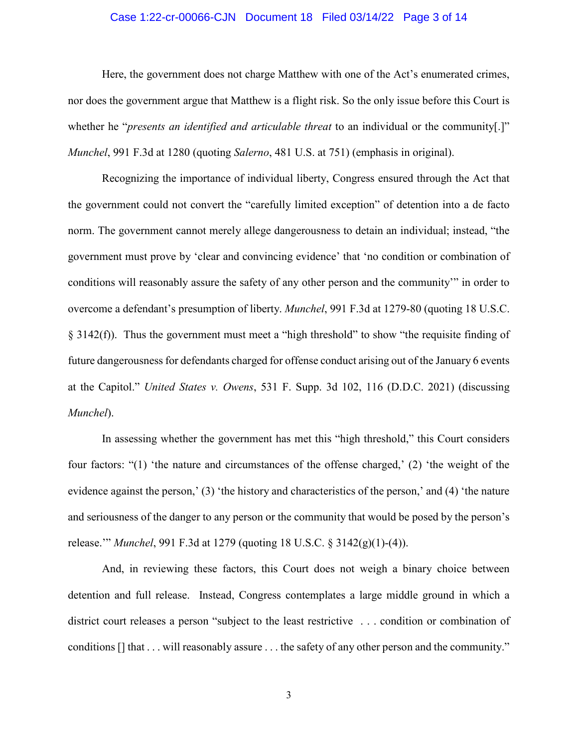Here, the government does not charge Matthew with one of the Act's enumerated crimes, nor does the government argue that Matthew is a flight risk. So the only issue before this Court is whether he "*presents an identified and articulable threat* to an individual or the community[.]" *Munchel*, 991 F.3d at 1280 (quoting *Salerno*, 481 U.S. at 751) (emphasis in original).

Recognizing the importance of individual liberty, Congress ensured through the Act that the government could not convert the "carefully limited exception" of detention into a de facto norm. The government cannot merely allege dangerousness to detain an individual; instead, "the government must prove by 'clear and convincing evidence' that 'no condition or combination of conditions will reasonably assure the safety of any other person and the community'" in order to overcome a defendant's presumption of liberty. *Munchel*, 991 F.3d at 1279-80 (quoting 18 U.S.C. § 3142(f)). Thus the government must meet a "high threshold" to show "the requisite finding of future dangerousness for defendants charged for offense conduct arising out of the January 6 events at the Capitol." *United States v. Owens*, 531 F. Supp. 3d 102, 116 (D.D.C. 2021) (discussing *Munchel*).

In assessing whether the government has met this "high threshold," this Court considers four factors: "(1) 'the nature and circumstances of the offense charged,' (2) 'the weight of the evidence against the person,' (3) 'the history and characteristics of the person,' and (4) 'the nature and seriousness of the danger to any person or the community that would be posed by the person's release.'" *Munchel*, 991 F.3d at 1279 (quoting 18 U.S.C. § 3142(g)(1)-(4)).

And, in reviewing these factors, this Court does not weigh a binary choice between detention and full release. Instead, Congress contemplates a large middle ground in which a district court releases a person "subject to the least restrictive . . . condition or combination of conditions [] that . . . will reasonably assure . . . the safety of any other person and the community."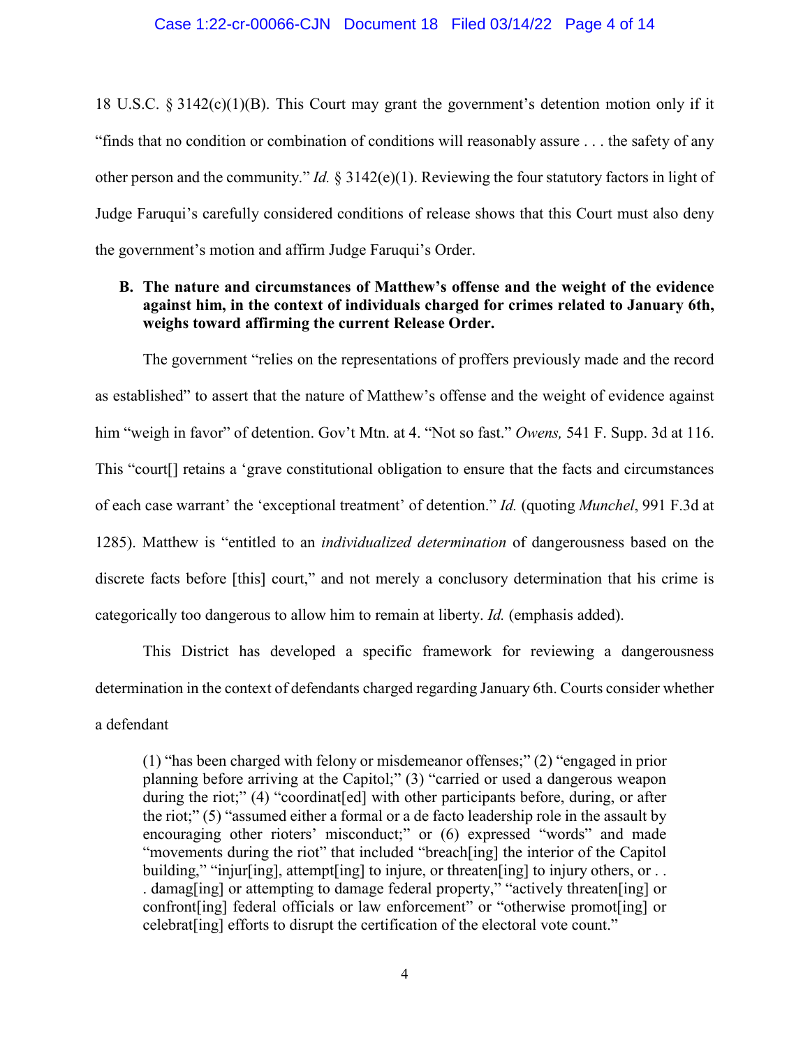18 U.S.C. § 3142(c)(1)(B). This Court may grant the government's detention motion only if it "finds that no condition or combination of conditions will reasonably assure . . . the safety of any other person and the community." *Id.* § 3142(e)(1). Reviewing the four statutory factors in light of Judge Faruqui's carefully considered conditions of release shows that this Court must also deny the government's motion and affirm Judge Faruqui's Order.

**B. The nature and circumstances of Matthew's offense and the weight of the evidence against him, in the context of individuals charged for crimes related to January 6th, weighs toward affirming the current Release Order.**

The government "relies on the representations of proffers previously made and the record as established" to assert that the nature of Matthew's offense and the weight of evidence against him "weigh in favor" of detention. Gov't Mtn. at 4. "Not so fast." *Owens,* 541 F. Supp. 3d at 116. This "court[] retains a 'grave constitutional obligation to ensure that the facts and circumstances of each case warrant' the 'exceptional treatment' of detention." *Id.* (quoting *Munchel*, 991 F.3d at 1285). Matthew is "entitled to an *individualized determination* of dangerousness based on the discrete facts before [this] court," and not merely a conclusory determination that his crime is categorically too dangerous to allow him to remain at liberty. *Id.* (emphasis added).

This District has developed a specific framework for reviewing a dangerousness determination in the context of defendants charged regarding January 6th. Courts consider whether a defendant

> (1) "has been charged with felony or misdemeanor offenses;" (2) "engaged in prior planning before arriving at the Capitol;" (3) "carried or used a dangerous weapon during the riot;" (4) "coordinat[ed] with other participants before, during, or after the riot;" (5) "assumed either a formal or a de facto leadership role in the assault by encouraging other rioters' misconduct;" or (6) expressed "words" and made "movements during the riot" that included "breach[ing] the interior of the Capitol building," "injur[ing], attempt[ing] to injure, or threaten[ing] to injury others, or . . . damag[ing] or attempting to damage federal property," "actively threaten[ing] or confront[ing] federal officials or law enforcement" or "otherwise promot[ing] or celebrat[ing] efforts to disrupt the certification of the electoral vote count."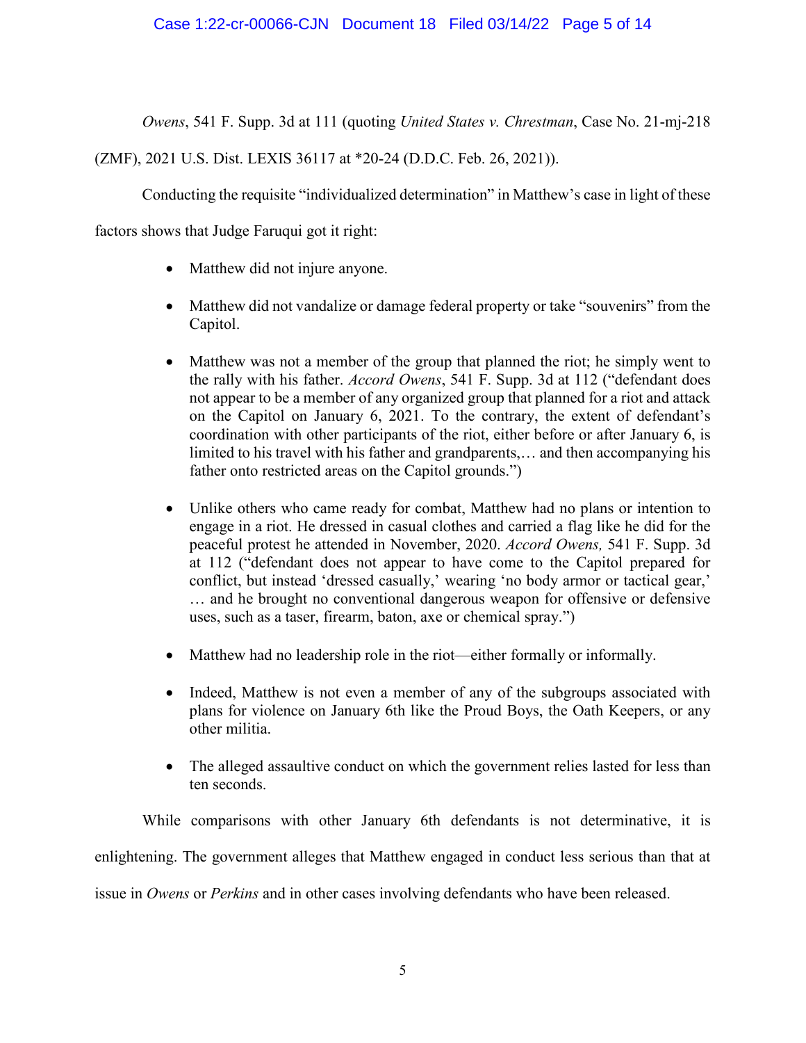*Owens*, 541 F. Supp. 3d at 111 (quoting *United States v. Chrestman*, Case No. 21-mj-218 (ZMF), 2021 U.S. Dist. LEXIS 36117 at *20-24 (D.D.C. Feb. 26, 2021)).

Conducting the requisite "individualized determination" in Matthew's case in light of these factors shows that Judge Faruqui got it right:

- Matthew did not injure anyone.

- Matthew did not vandalize or damage federal property or take "souvenirs" from the Capitol.

- Matthew was not a member of the group that planned the riot; he simply went to the rally with his father. *Accord Owens*, 541 F. Supp. 3d at 112 ("defendant does not appear to be a member of any organized group that planned for a riot and attack on the Capitol on January 6, 2021. To the contrary, the extent of defendant's coordination with other participants of the riot, either before or after January 6, is limited to his travel with his father and grandparents,… and then accompanying his father onto restricted areas on the Capitol grounds.")

- Unlike others who came ready for combat, Matthew had no plans or intention to engage in a riot. He dressed in casual clothes and carried a flag like he did for the peaceful protest he attended in November, 2020. *Accord Owens,* 541 F. Supp. 3d at 112 ("defendant does not appear to have come to the Capitol prepared for conflict, but instead 'dressed casually,' wearing 'no body armor or tactical gear,' … and he brought no conventional dangerous weapon for offensive or defensive uses, such as a taser, firearm, baton, axe or chemical spray.")

- Matthew had no leadership role in the riot—either formally or informally.

- Indeed, Matthew is not even a member of any of the subgroups associated with plans for violence on January 6th like the Proud Boys, the Oath Keepers, or any other militia.

- The alleged assaultive conduct on which the government relies lasted for less than ten seconds.

While comparisons with other January 6th defendants is not determinative, it is enlightening. The government alleges that Matthew engaged in conduct less serious than that at issue in *Owens* or *Perkins* and in other cases involving defendants who have been released.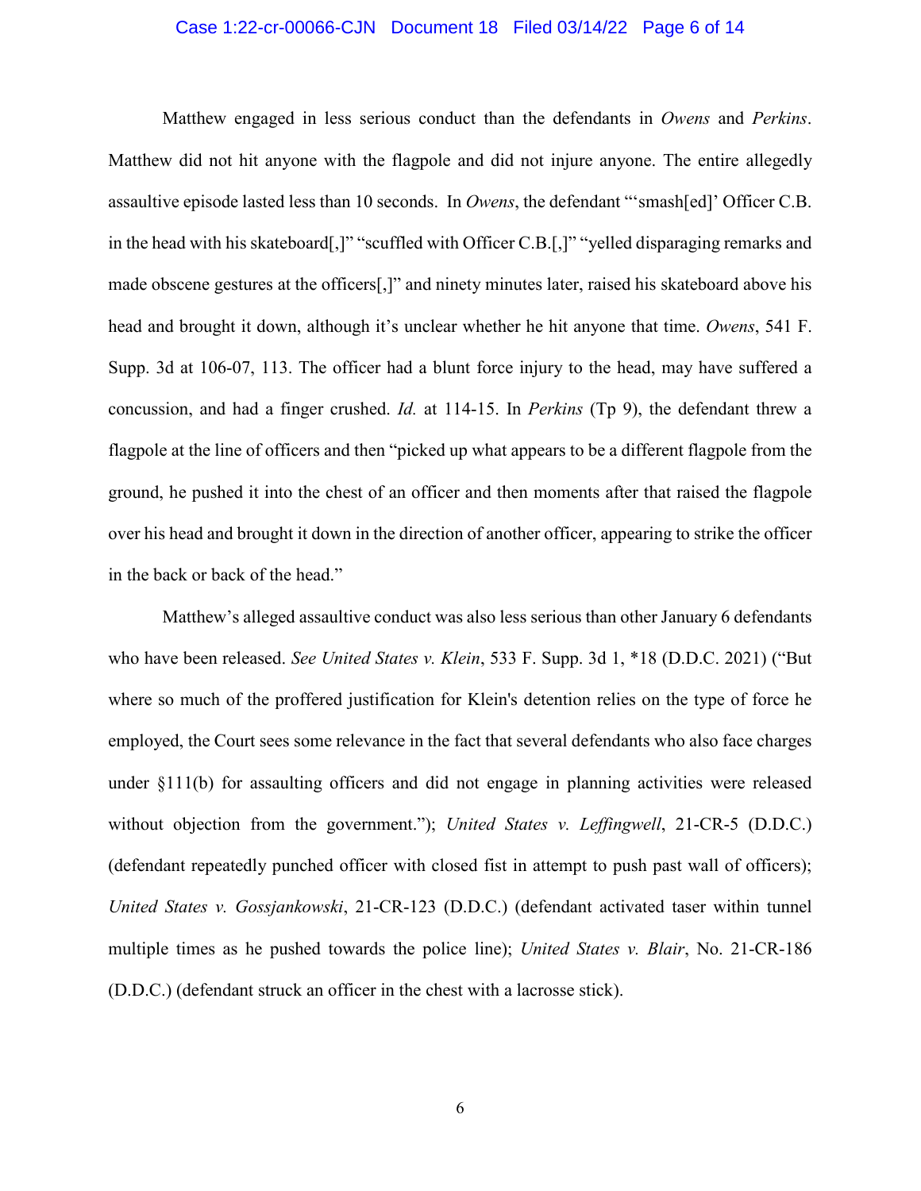Matthew engaged in less serious conduct than the defendants in *Owens* and *Perkins*. Matthew did not hit anyone with the flagpole and did not injure anyone. The entire allegedly assaultive episode lasted less than 10 seconds. In *Owens*, the defendant "'smash[ed]' Officer C.B. in the head with his skateboard[,]" "scuffled with Officer C.B.[,]" "yelled disparaging remarks and made obscene gestures at the officers[,]" and ninety minutes later, raised his skateboard above his head and brought it down, although it's unclear whether he hit anyone that time. *Owens*, 541 F. Supp. 3d at 106-07, 113. The officer had a blunt force injury to the head, may have suffered a concussion, and had a finger crushed. *Id.* at 114-15. In *Perkins* (Tp 9), the defendant threw a flagpole at the line of officers and then "picked up what appears to be a different flagpole from the ground, he pushed it into the chest of an officer and then moments after that raised the flagpole over his head and brought it down in the direction of another officer, appearing to strike the officer in the back or back of the head."

Matthew's alleged assaultive conduct was also less serious than other January 6 defendants who have been released. *See United States v. Klein*, 533 F. Supp. 3d 1, *18 (D.D.C. 2021) ("But where so much of the proffered justification for Klein's detention relies on the type of force he employed, the Court sees some relevance in the fact that several defendants who also face charges under §111(b) for assaulting officers and did not engage in planning activities were released without objection from the government."); *United States v. Leffingwell*, 21-CR-5 (D.D.C.) (defendant repeatedly punched officer with closed fist in attempt to push past wall of officers); *United States v. Gossjankowski*, 21-CR-123 (D.D.C.) (defendant activated taser within tunnel multiple times as he pushed towards the police line); *United States v. Blair*, No. 21-CR-186 (D.D.C.) (defendant struck an officer in the chest with a lacrosse stick).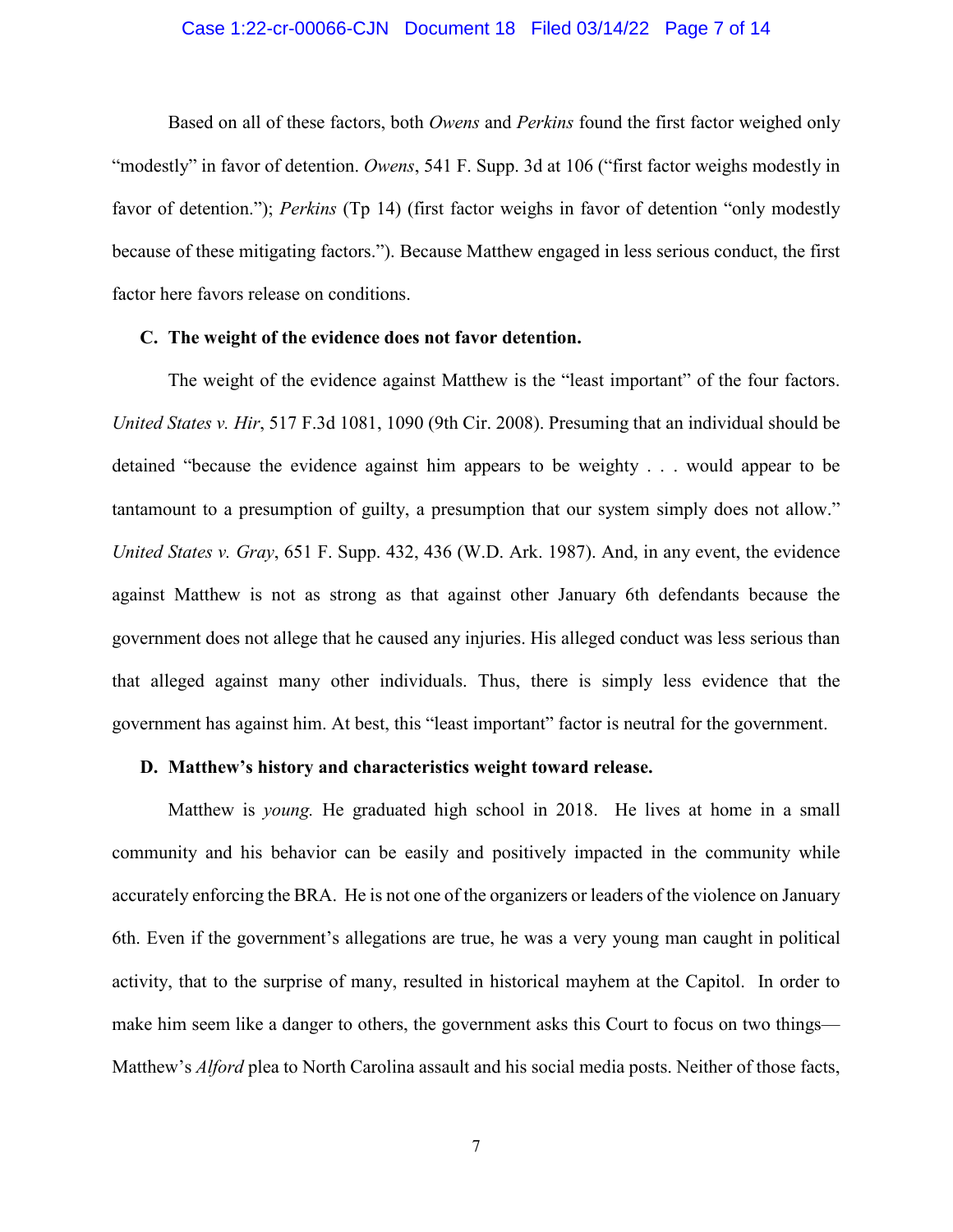Based on all of these factors, both *Owens* and *Perkins* found the first factor weighed only "modestly" in favor of detention. *Owens*, 541 F. Supp. 3d at 106 ("first factor weighs modestly in favor of detention."); *Perkins* (Tp 14) (first factor weighs in favor of detention "only modestly because of these mitigating factors."). Because Matthew engaged in less serious conduct, the first factor here favors release on conditions.

### C. The weight of the evidence does not favor detention.

The weight of the evidence against Matthew is the "least important" of the four factors. *United States v. Hir*, 517 F.3d 1081, 1090 (9th Cir. 2008). Presuming that an individual should be detained "because the evidence against him appears to be weighty . . . would appear to be tantamount to a presumption of guilty, a presumption that our system simply does not allow." *United States v. Gray*, 651 F. Supp. 432, 436 (W.D. Ark. 1987). And, in any event, the evidence against Matthew is not as strong as that against other January 6th defendants because the government does not allege that he caused any injuries. His alleged conduct was less serious than that alleged against many other individuals. Thus, there is simply less evidence that the government has against him. At best, this "least important" factor is neutral for the government.

### D. Matthew's history and characteristics weight toward release.

Matthew is *young.* He graduated high school in 2018. He lives at home in a small community and his behavior can be easily and positively impacted in the community while accurately enforcing the BRA. He is not one of the organizers or leaders of the violence on January 6th. Even if the government's allegations are true, he was a very young man caught in political activity, that to the surprise of many, resulted in historical mayhem at the Capitol. In order to make him seem like a danger to others, the government asks this Court to focus on two things—Matthew's *Alford* plea to North Carolina assault and his social media posts. Neither of those facts,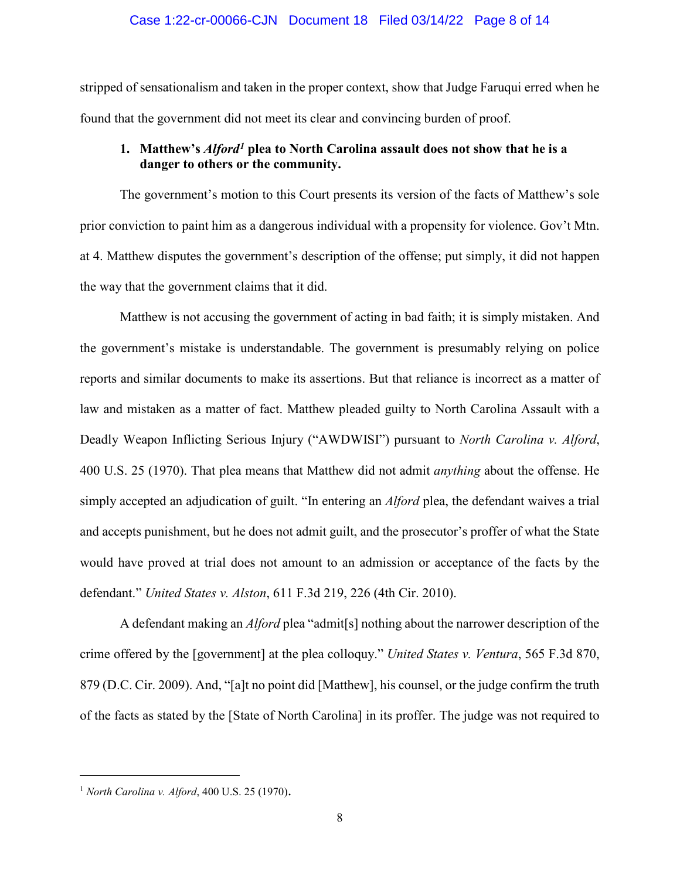stripped of sensationalism and taken in the proper context, show that Judge Faruqui erred when he found that the government did not meet its clear and convincing burden of proof.

**1. Matthew's *Alford*[1] plea to North Carolina assault does not show that he is a danger to others or the community.**

The government's motion to this Court presents its version of the facts of Matthew's sole prior conviction to paint him as a dangerous individual with a propensity for violence. Gov't Mtn. at 4. Matthew disputes the government's description of the offense; put simply, it did not happen the way that the government claims that it did.

Matthew is not accusing the government of acting in bad faith; it is simply mistaken. And the government's mistake is understandable. The government is presumably relying on police reports and similar documents to make its assertions. But that reliance is incorrect as a matter of law and mistaken as a matter of fact. Matthew pleaded guilty to North Carolina Assault with a Deadly Weapon Inflicting Serious Injury ("AWDWISI") pursuant to *North Carolina v. Alford*, 400 U.S. 25 (1970). That plea means that Matthew did not admit *anything* about the offense. He simply accepted an adjudication of guilt. "In entering an *Alford* plea, the defendant waives a trial and accepts punishment, but he does not admit guilt, and the prosecutor's proffer of what the State would have proved at trial does not amount to an admission or acceptance of the facts by the defendant." *United States v. Alston*, 611 F.3d 219, 226 (4th Cir. 2010).

A defendant making an *Alford* plea "admit[s] nothing about the narrower description of the crime offered by the [government] at the plea colloquy." *United States v. Ventura*, 565 F.3d 870, 879 (D.C. Cir. 2009). And, "[a]t no point did [Matthew], his counsel, or the judge confirm the truth of the facts as stated by the [State of North Carolina] in its proffer. The judge was not required to

---

[1] *North Carolina v. Alford*, 400 U.S. 25 (1970).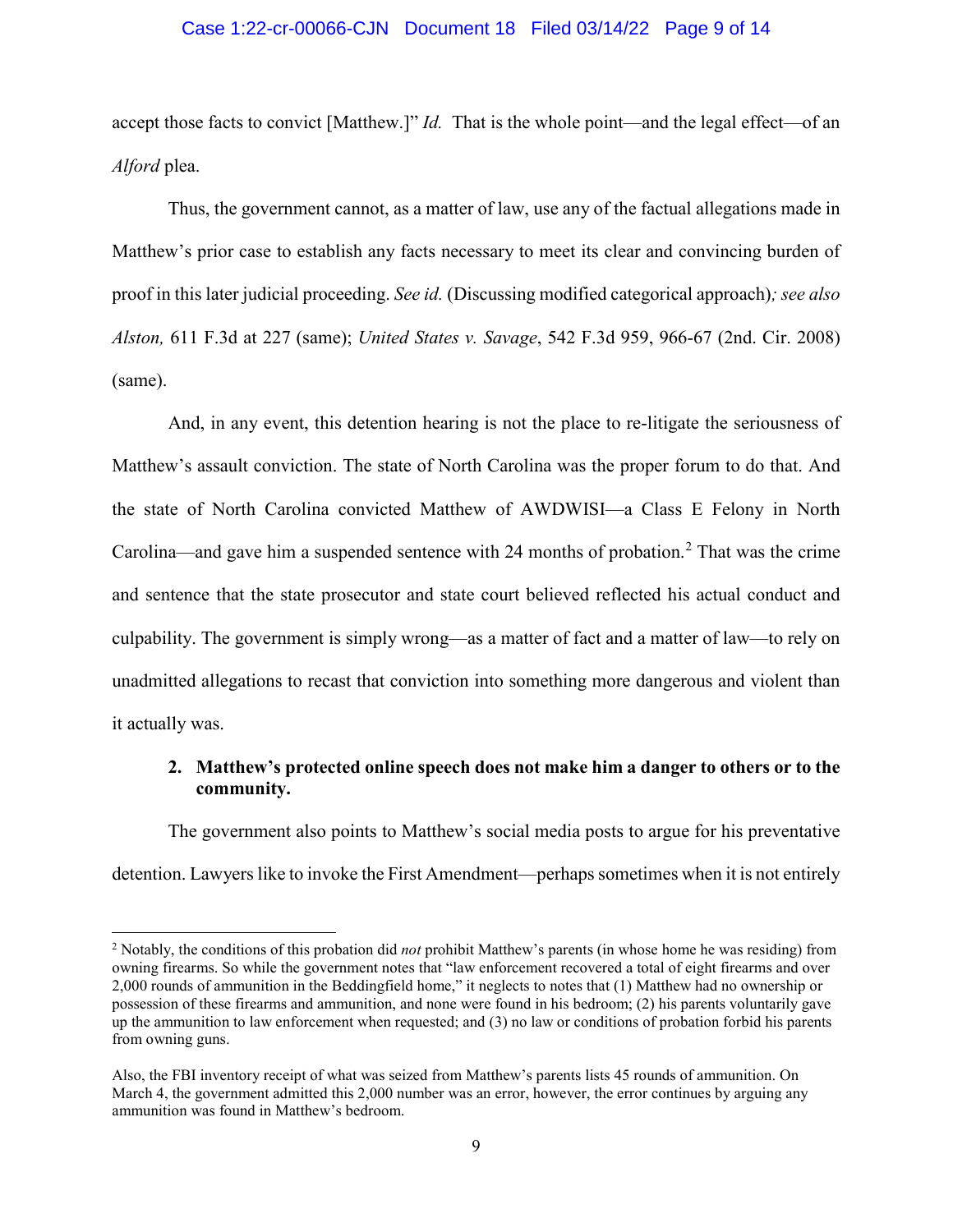accept those facts to convict [Matthew.]" *Id.* That is the whole point—and the legal effect—of an *Alford* plea.

Thus, the government cannot, as a matter of law, use any of the factual allegations made in Matthew's prior case to establish any facts necessary to meet its clear and convincing burden of proof in this later judicial proceeding. *See id.* (Discussing modified categorical approach)*; see also Alston,* 611 F.3d at 227 (same); *United States v. Savage*, 542 F.3d 959, 966-67 (2nd. Cir. 2008) (same).

And, in any event, this detention hearing is not the place to re-litigate the seriousness of Matthew's assault conviction. The state of North Carolina was the proper forum to do that. And the state of North Carolina convicted Matthew of AWDWISI—a Class E Felony in North Carolina—and gave him a suspended sentence with 24 months of probation.[2] That was the crime and sentence that the state prosecutor and state court believed reflected his actual conduct and culpability. The government is simply wrong—as a matter of fact and a matter of law—to rely on unadmitted allegations to recast that conviction into something more dangerous and violent than it actually was.

**2. Matthew's protected online speech does not make him a danger to others or to the community.**

The government also points to Matthew's social media posts to argue for his preventative detention. Lawyers like to invoke the First Amendment—perhaps sometimes when it is not entirely

---

[2] Notably, the conditions of this probation did *not* prohibit Matthew's parents (in whose home he was residing) from owning firearms. So while the government notes that "law enforcement recovered a total of eight firearms and over 2,000 rounds of ammunition in the Beddingfield home," it neglects to notes that (1) Matthew had no ownership or possession of these firearms and ammunition, and none were found in his bedroom; (2) his parents voluntarily gave up the ammunition to law enforcement when requested; and (3) no law or conditions of probation forbid his parents from owning guns.

Also, the FBI inventory receipt of what was seized from Matthew's parents lists 45 rounds of ammunition. On March 4, the government admitted this 2,000 number was an error, however, the error continues by arguing any ammunition was found in Matthew's bedroom.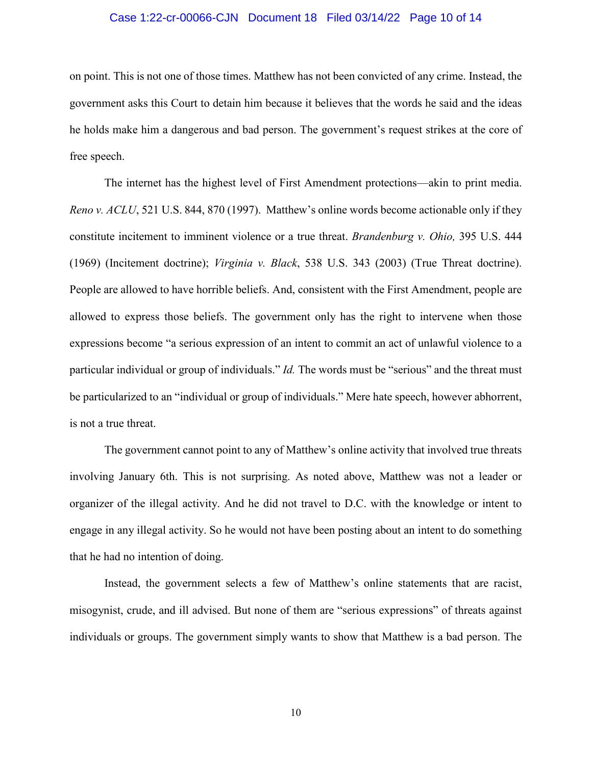on point. This is not one of those times. Matthew has not been convicted of any crime. Instead, the government asks this Court to detain him because it believes that the words he said and the ideas he holds make him a dangerous and bad person. The government's request strikes at the core of free speech.

The internet has the highest level of First Amendment protections—akin to print media. *Reno v. ACLU*, 521 U.S. 844, 870 (1997). Matthew's online words become actionable only if they constitute incitement to imminent violence or a true threat. *Brandenburg v. Ohio,* 395 U.S. 444 (1969) (Incitement doctrine); *Virginia v. Black*, 538 U.S. 343 (2003) (True Threat doctrine). People are allowed to have horrible beliefs. And, consistent with the First Amendment, people are allowed to express those beliefs. The government only has the right to intervene when those expressions become "a serious expression of an intent to commit an act of unlawful violence to a particular individual or group of individuals." *Id.* The words must be "serious" and the threat must be particularized to an "individual or group of individuals." Mere hate speech, however abhorrent, is not a true threat.

The government cannot point to any of Matthew's online activity that involved true threats involving January 6th. This is not surprising. As noted above, Matthew was not a leader or organizer of the illegal activity. And he did not travel to D.C. with the knowledge or intent to engage in any illegal activity. So he would not have been posting about an intent to do something that he had no intention of doing.

Instead, the government selects a few of Matthew's online statements that are racist, misogynist, crude, and ill advised. But none of them are "serious expressions" of threats against individuals or groups. The government simply wants to show that Matthew is a bad person. The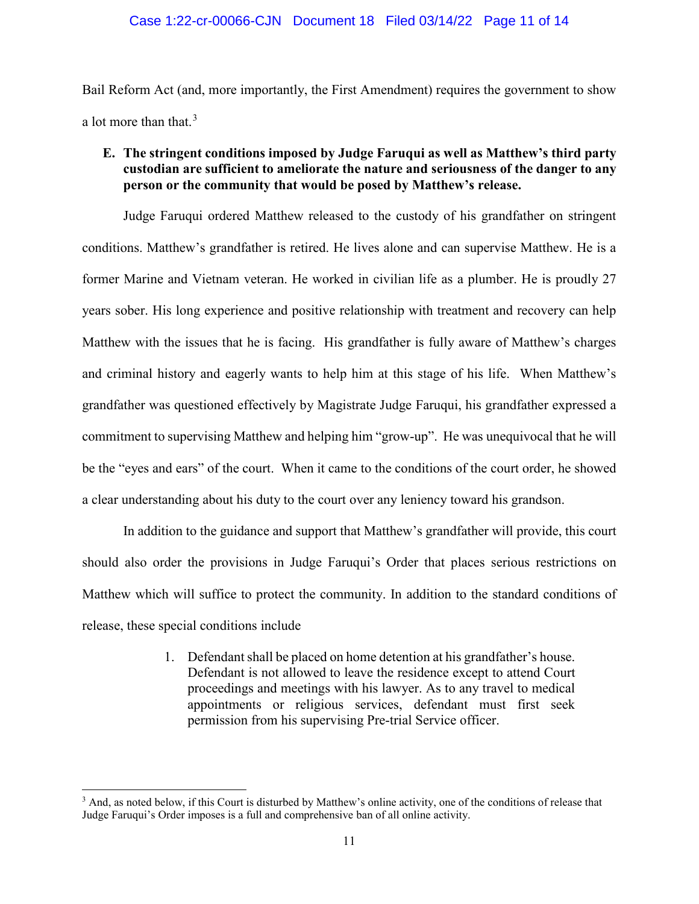Bail Reform Act (and, more importantly, the First Amendment) requires the government to show a lot more than that.[3]

**E. The stringent conditions imposed by Judge Faruqui as well as Matthew's third party custodian are sufficient to ameliorate the nature and seriousness of the danger to any person or the community that would be posed by Matthew's release.**

Judge Faruqui ordered Matthew released to the custody of his grandfather on stringent conditions. Matthew's grandfather is retired. He lives alone and can supervise Matthew. He is a former Marine and Vietnam veteran. He worked in civilian life as a plumber. He is proudly 27 years sober. His long experience and positive relationship with treatment and recovery can help Matthew with the issues that he is facing. His grandfather is fully aware of Matthew's charges and criminal history and eagerly wants to help him at this stage of his life. When Matthew's grandfather was questioned effectively by Magistrate Judge Faruqui, his grandfather expressed a commitment to supervising Matthew and helping him "grow-up". He was unequivocal that he will be the "eyes and ears" of the court. When it came to the conditions of the court order, he showed a clear understanding about his duty to the court over any leniency toward his grandson.

In addition to the guidance and support that Matthew's grandfather will provide, this court should also order the provisions in Judge Faruqui's Order that places serious restrictions on Matthew which will suffice to protect the community. In addition to the standard conditions of release, these special conditions include

1. Defendant shall be placed on home detention at his grandfather's house. Defendant is not allowed to leave the residence except to attend Court proceedings and meetings with his lawyer. As to any travel to medical appointments or religious services, defendant must first seek permission from his supervising Pre-trial Service officer.

[3] And, as noted below, if this Court is disturbed by Matthew's online activity, one of the conditions of release that Judge Faruqui's Order imposes is a full and comprehensive ban of all online activity.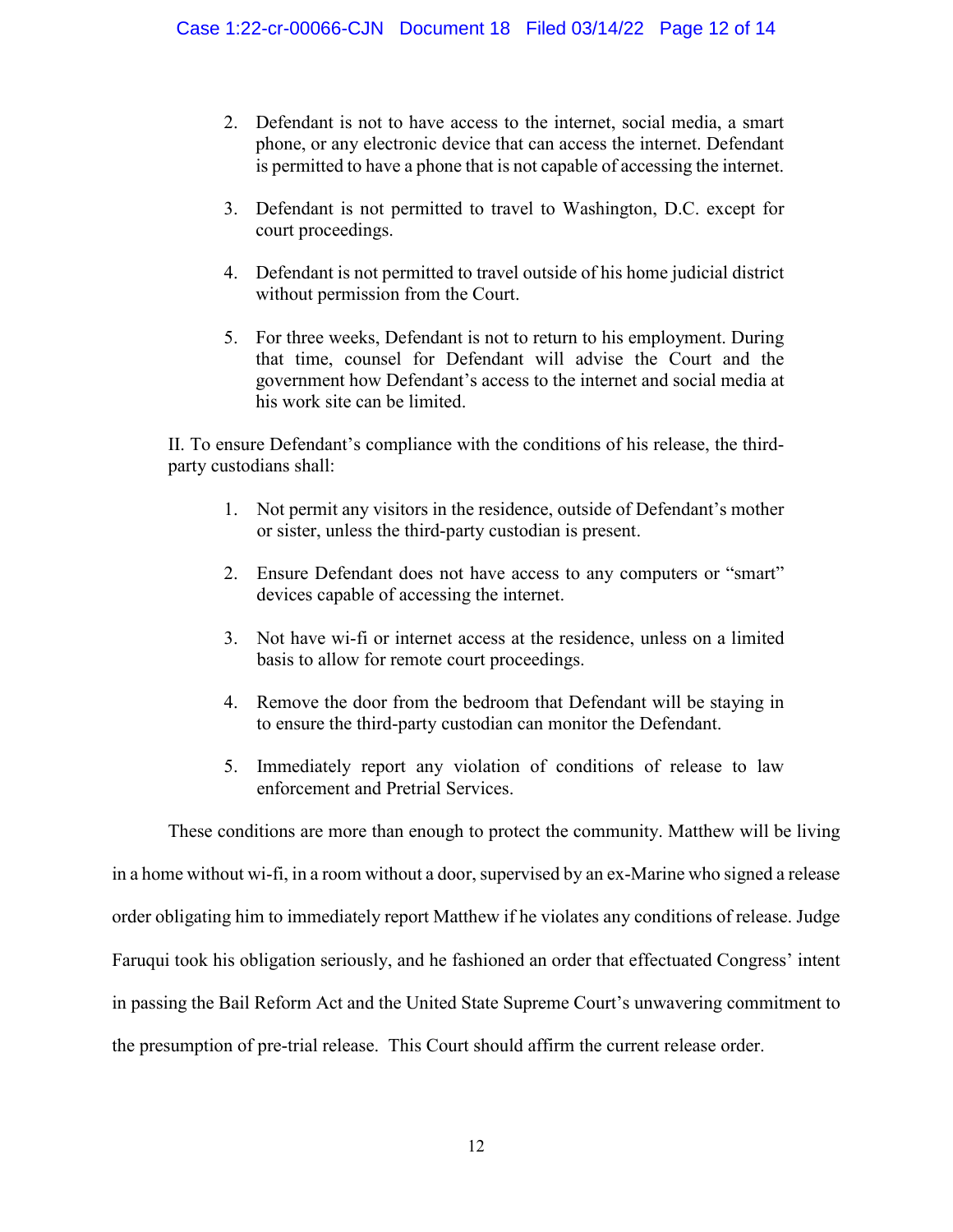2. Defendant is not to have access to the internet, social media, a smart phone, or any electronic device that can access the internet. Defendant is permitted to have a phone that is not capable of accessing the internet.

3. Defendant is not permitted to travel to Washington, D.C. except for court proceedings.

4. Defendant is not permitted to travel outside of his home judicial district without permission from the Court.

5. For three weeks, Defendant is not to return to his employment. During that time, counsel for Defendant will advise the Court and the government how Defendant's access to the internet and social media at his work site can be limited.

II. To ensure Defendant's compliance with the conditions of his release, the third-party custodians shall:

1. Not permit any visitors in the residence, outside of Defendant's mother or sister, unless the third-party custodian is present.

2. Ensure Defendant does not have access to any computers or "smart" devices capable of accessing the internet.

3. Not have wi-fi or internet access at the residence, unless on a limited basis to allow for remote court proceedings.

4. Remove the door from the bedroom that Defendant will be staying in to ensure the third-party custodian can monitor the Defendant.

5. Immediately report any violation of conditions of release to law enforcement and Pretrial Services.

These conditions are more than enough to protect the community. Matthew will be living in a home without wi-fi, in a room without a door, supervised by an ex-Marine who signed a release order obligating him to immediately report Matthew if he violates any conditions of release. Judge Faruqui took his obligation seriously, and he fashioned an order that effectuated Congress' intent in passing the Bail Reform Act and the United State Supreme Court's unwavering commitment to the presumption of pre-trial release. This Court should affirm the current release order.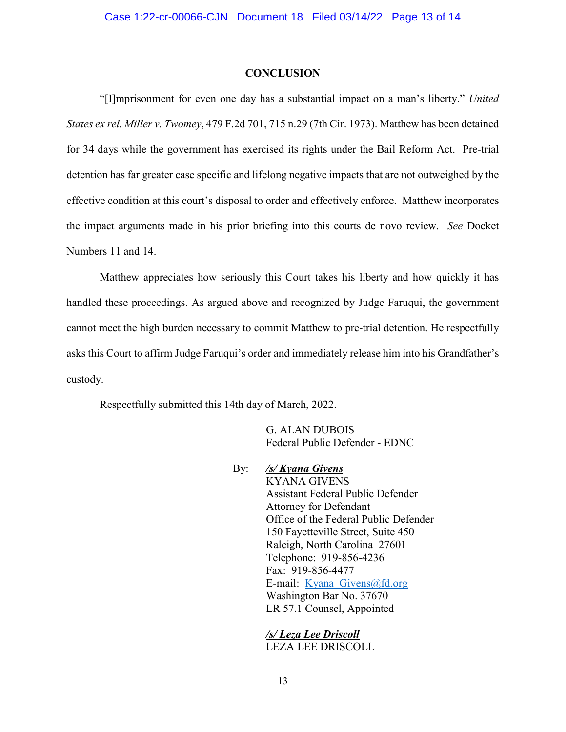## CONCLUSION

"[I]mprisonment for even one day has a substantial impact on a man's liberty." *United States ex rel. Miller v. Twomey*, 479 F.2d 701, 715 n.29 (7th Cir. 1973). Matthew has been detained for 34 days while the government has exercised its rights under the Bail Reform Act. Pre-trial detention has far greater case specific and lifelong negative impacts that are not outweighed by the effective condition at this court's disposal to order and effectively enforce. Matthew incorporates the impact arguments made in his prior briefing into this courts de novo review. *See* Docket Numbers 11 and 14.

Matthew appreciates how seriously this Court takes his liberty and how quickly it has handled these proceedings. As argued above and recognized by Judge Faruqui, the government cannot meet the high burden necessary to commit Matthew to pre-trial detention. He respectfully asks this Court to affirm Judge Faruqui's order and immediately release him into his Grandfather's custody.

Respectfully submitted this 14th day of March, 2022.

G. ALAN DUBOIS
Federal Public Defender - EDNC

By: ***/s/ Kyana Givens***
KYANA GIVENS
Assistant Federal Public Defender
Attorney for Defendant
Office of the Federal Public Defender
150 Fayetteville Street, Suite 450
Raleigh, North Carolina 27601
Telephone: 919-856-4236
Fax: 919-856-4477
E-mail: Kyana_Givens@fd.org
Washington Bar No. 37670
LR 57.1 Counsel, Appointed

***/s/ Leza Lee Driscoll***
LEZA LEE DRISCOLL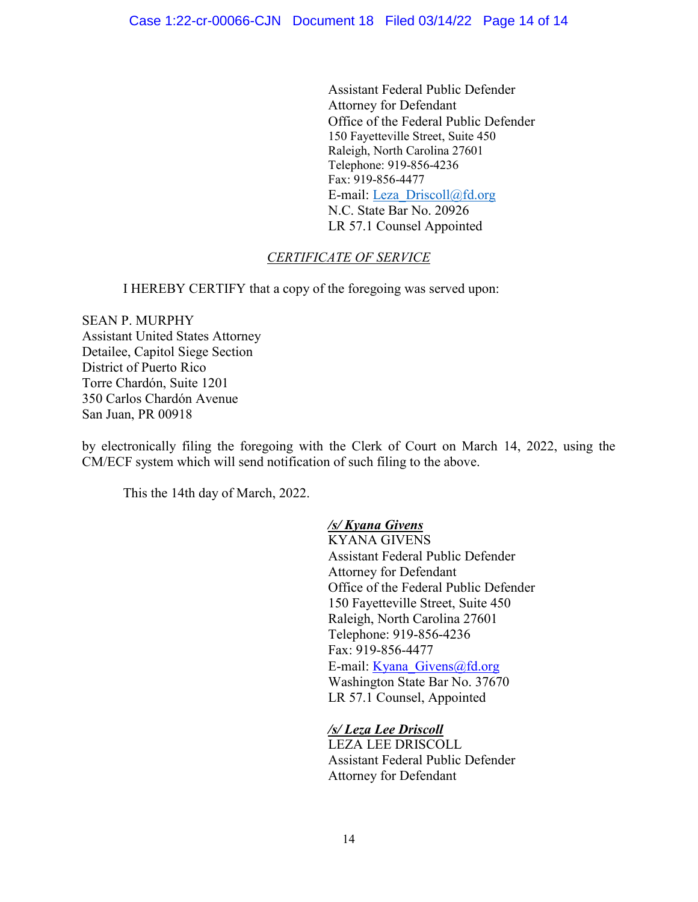Assistant Federal Public Defender
Attorney for Defendant
Office of the Federal Public Defender
150 Fayetteville Street, Suite 450
Raleigh, North Carolina 27601
Telephone: 919-856-4236
Fax: 919-856-4477
E-mail: Leza_Driscoll@fd.org
N.C. State Bar No. 20926
LR 57.1 Counsel Appointed

*CERTIFICATE OF SERVICE*

I HEREBY CERTIFY that a copy of the foregoing was served upon:

SEAN P. MURPHY
Assistant United States Attorney
Detailee, Capitol Siege Section
District of Puerto Rico
Torre Chardón, Suite 1201
350 Carlos Chardón Avenue
San Juan, PR 00918

by electronically filing the foregoing with the Clerk of Court on March 14, 2022, using the CM/ECF system which will send notification of such filing to the above.

This the 14th day of March, 2022.

***/s/ Kyana Givens***
KYANA GIVENS
Assistant Federal Public Defender
Attorney for Defendant
Office of the Federal Public Defender
150 Fayetteville Street, Suite 450
Raleigh, North Carolina 27601
Telephone: 919-856-4236
Fax: 919-856-4477
E-mail: Kyana_Givens@fd.org
Washington State Bar No. 37670
LR 57.1 Counsel, Appointed

***/s/ Leza Lee Driscoll***
LEZA LEE DRISCOLL
Assistant Federal Public Defender
Attorney for Defendant